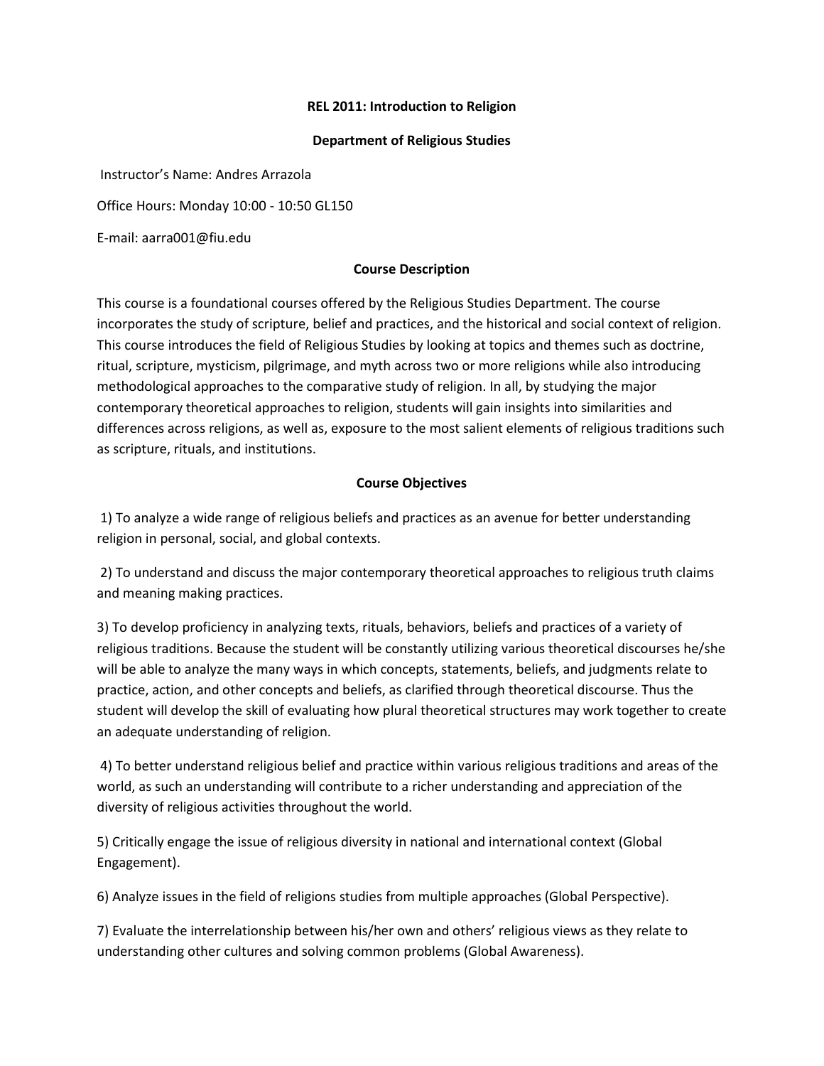**REL 2011: Introduction to Religion**

**Department of Religious Studies**

Instructor's Name: Andres Arrazola

Office Hours: Monday 10:00 - 10:50 GL150

E-mail: aarra001@fiu.edu

## Course Description

This course is a foundational courses offered by the Religious Studies Department. The course incorporates the study of scripture, belief and practices, and the historical and social context of religion. This course introduces the field of Religious Studies by looking at topics and themes such as doctrine, ritual, scripture, mysticism, pilgrimage, and myth across two or more religions while also introducing methodological approaches to the comparative study of religion. In all, by studying the major contemporary theoretical approaches to religion, students will gain insights into similarities and differences across religions, as well as, exposure to the most salient elements of religious traditions such as scripture, rituals, and institutions.

## Course Objectives

1) To analyze a wide range of religious beliefs and practices as an avenue for better understanding religion in personal, social, and global contexts.

2) To understand and discuss the major contemporary theoretical approaches to religious truth claims and meaning making practices.

3) To develop proficiency in analyzing texts, rituals, behaviors, beliefs and practices of a variety of religious traditions. Because the student will be constantly utilizing various theoretical discourses he/she will be able to analyze the many ways in which concepts, statements, beliefs, and judgments relate to practice, action, and other concepts and beliefs, as clarified through theoretical discourse. Thus the student will develop the skill of evaluating how plural theoretical structures may work together to create an adequate understanding of religion.

4) To better understand religious belief and practice within various religious traditions and areas of the world, as such an understanding will contribute to a richer understanding and appreciation of the diversity of religious activities throughout the world.

5) Critically engage the issue of religious diversity in national and international context (Global Engagement).

6) Analyze issues in the field of religions studies from multiple approaches (Global Perspective).

7) Evaluate the interrelationship between his/her own and others' religious views as they relate to understanding other cultures and solving common problems (Global Awareness).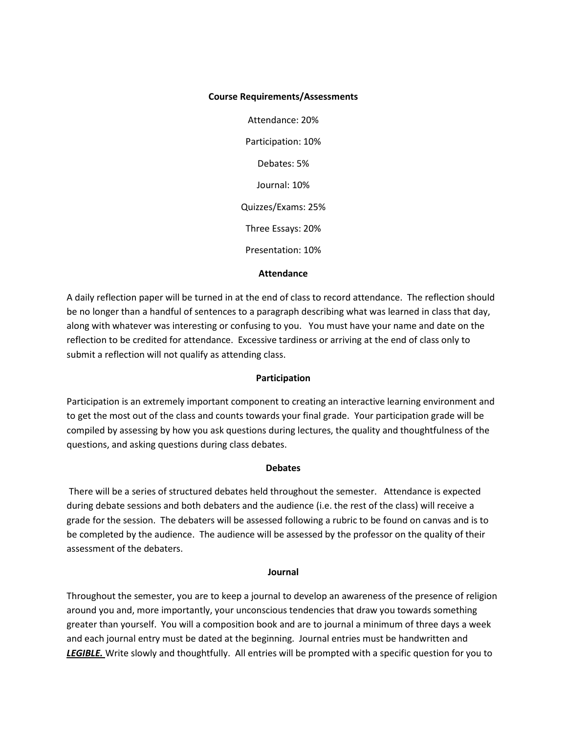**Course Requirements/Assessments**

Attendance: 20%

Participation: 10%

Debates: 5%

Journal: 10%

Quizzes/Exams: 25%

Three Essays: 20%

Presentation: 10%

**Attendance**

A daily reflection paper will be turned in at the end of class to record attendance. The reflection should be no longer than a handful of sentences to a paragraph describing what was learned in class that day, along with whatever was interesting or confusing to you. You must have your name and date on the reflection to be credited for attendance. Excessive tardiness or arriving at the end of class only to submit a reflection will not qualify as attending class.

**Participation**

Participation is an extremely important component to creating an interactive learning environment and to get the most out of the class and counts towards your final grade. Your participation grade will be compiled by assessing by how you ask questions during lectures, the quality and thoughtfulness of the questions, and asking questions during class debates.

**Debates**

There will be a series of structured debates held throughout the semester. Attendance is expected during debate sessions and both debaters and the audience (i.e. the rest of the class) will receive a grade for the session. The debaters will be assessed following a rubric to be found on canvas and is to be completed by the audience. The audience will be assessed by the professor on the quality of their assessment of the debaters.

**Journal**

Throughout the semester, you are to keep a journal to develop an awareness of the presence of religion around you and, more importantly, your unconscious tendencies that draw you towards something greater than yourself. You will a composition book and are to journal a minimum of three days a week and each journal entry must be dated at the beginning. Journal entries must be handwritten and ***LEGIBLE.*** Write slowly and thoughtfully. All entries will be prompted with a specific question for you to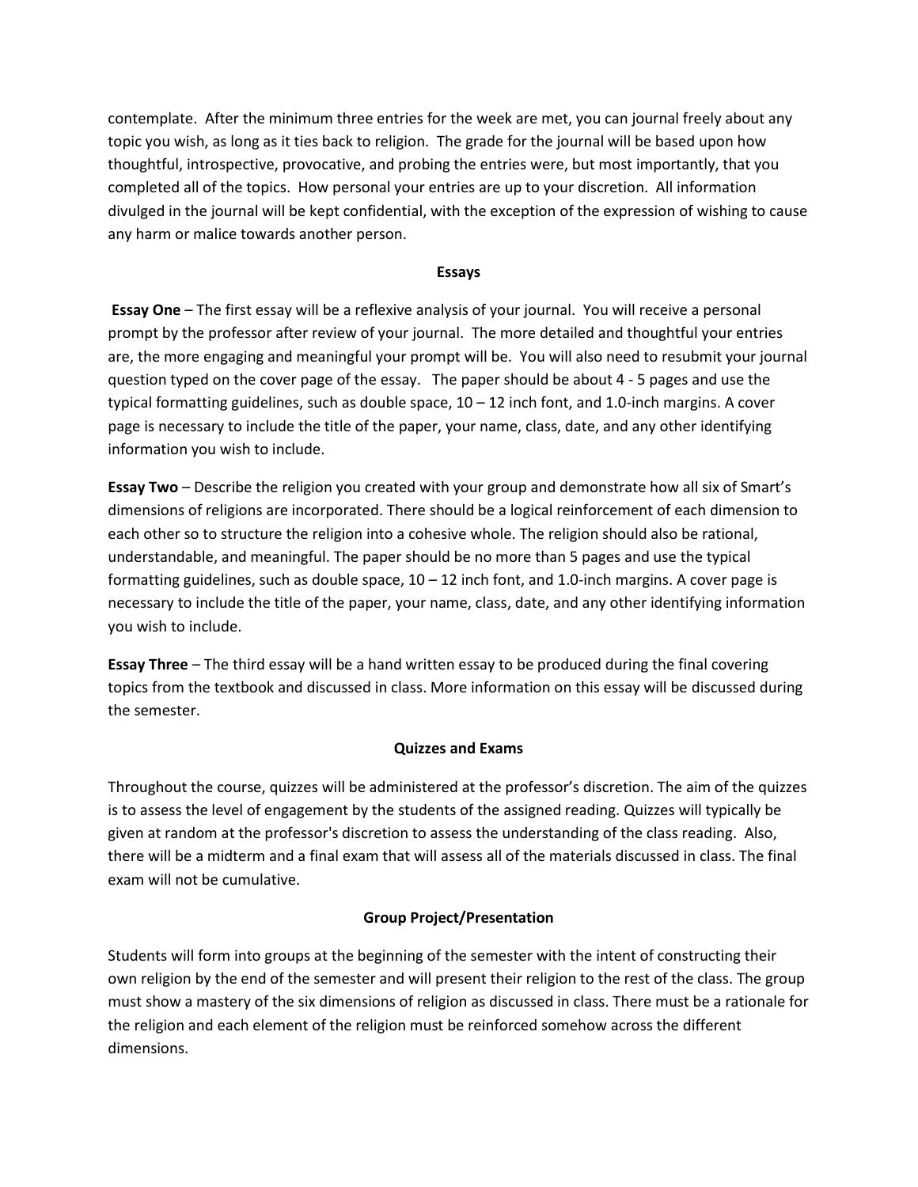contemplate. After the minimum three entries for the week are met, you can journal freely about any topic you wish, as long as it ties back to religion. The grade for the journal will be based upon how thoughtful, introspective, provocative, and probing the entries were, but most importantly, that you completed all of the topics. How personal your entries are up to your discretion. All information divulged in the journal will be kept confidential, with the exception of the expression of wishing to cause any harm or malice towards another person.

### Essays

**Essay One** – The first essay will be a reflexive analysis of your journal. You will receive a personal prompt by the professor after review of your journal. The more detailed and thoughtful your entries are, the more engaging and meaningful your prompt will be. You will also need to resubmit your journal question typed on the cover page of the essay. The paper should be about 4 - 5 pages and use the typical formatting guidelines, such as double space, 10 – 12 inch font, and 1.0-inch margins. A cover page is necessary to include the title of the paper, your name, class, date, and any other identifying information you wish to include.

**Essay Two** – Describe the religion you created with your group and demonstrate how all six of Smart's dimensions of religions are incorporated. There should be a logical reinforcement of each dimension to each other so to structure the religion into a cohesive whole. The religion should also be rational, understandable, and meaningful. The paper should be no more than 5 pages and use the typical formatting guidelines, such as double space, 10 – 12 inch font, and 1.0-inch margins. A cover page is necessary to include the title of the paper, your name, class, date, and any other identifying information you wish to include.

**Essay Three** – The third essay will be a hand written essay to be produced during the final covering topics from the textbook and discussed in class. More information on this essay will be discussed during the semester.

### Quizzes and Exams

Throughout the course, quizzes will be administered at the professor's discretion. The aim of the quizzes is to assess the level of engagement by the students of the assigned reading. Quizzes will typically be given at random at the professor's discretion to assess the understanding of the class reading. Also, there will be a midterm and a final exam that will assess all of the materials discussed in class. The final exam will not be cumulative.

### Group Project/Presentation

Students will form into groups at the beginning of the semester with the intent of constructing their own religion by the end of the semester and will present their religion to the rest of the class. The group must show a mastery of the six dimensions of religion as discussed in class. There must be a rationale for the religion and each element of the religion must be reinforced somehow across the different dimensions.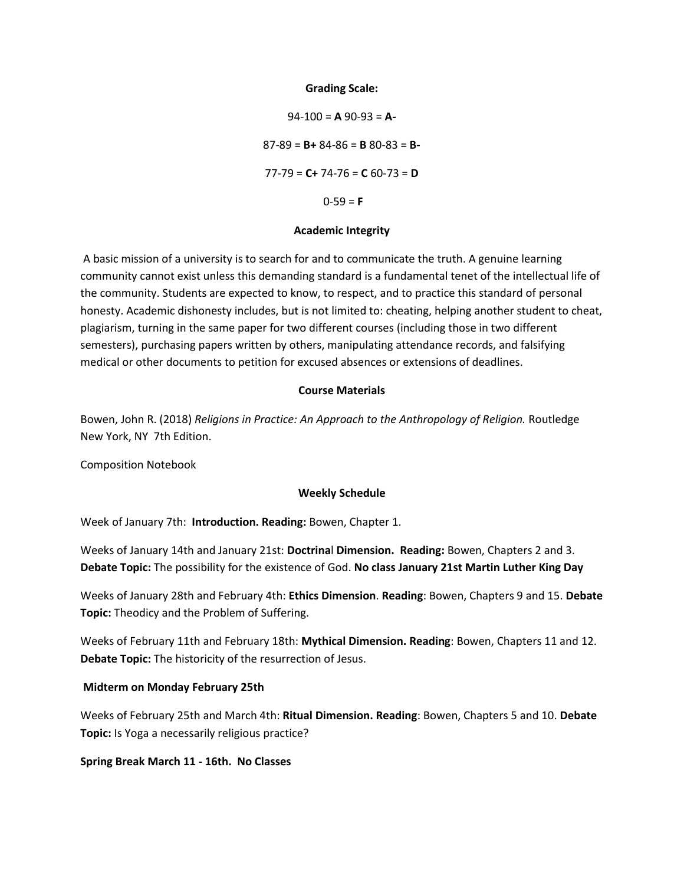**Grading Scale:**

94-100 = **A** 90-93 = **A-**

87-89 = **B+** 84-86 = **B** 80-83 = **B-**

77-79 = **C+** 74-76 = **C** 60-73 = **D**

0-59 = **F**

**Academic Integrity**

A basic mission of a university is to search for and to communicate the truth. A genuine learning community cannot exist unless this demanding standard is a fundamental tenet of the intellectual life of the community. Students are expected to know, to respect, and to practice this standard of personal honesty. Academic dishonesty includes, but is not limited to: cheating, helping another student to cheat, plagiarism, turning in the same paper for two different courses (including those in two different semesters), purchasing papers written by others, manipulating attendance records, and falsifying medical or other documents to petition for excused absences or extensions of deadlines.

**Course Materials**

Bowen, John R. (2018) *Religions in Practice: An Approach to the Anthropology of Religion.* Routledge New York, NY 7th Edition.

Composition Notebook

**Weekly Schedule**

Week of January 7th: **Introduction. Reading:** Bowen, Chapter 1.

Weeks of January 14th and January 21st: **Doctrinal Dimension. Reading:** Bowen, Chapters 2 and 3. **Debate Topic:** The possibility for the existence of God. **No class January 21st Martin Luther King Day**

Weeks of January 28th and February 4th: **Ethics Dimension**. **Reading**: Bowen, Chapters 9 and 15. **Debate Topic:** Theodicy and the Problem of Suffering.

Weeks of February 11th and February 18th: **Mythical Dimension. Reading**: Bowen, Chapters 11 and 12. **Debate Topic:** The historicity of the resurrection of Jesus.

**Midterm on Monday February 25th**

Weeks of February 25th and March 4th: **Ritual Dimension. Reading**: Bowen, Chapters 5 and 10. **Debate Topic:** Is Yoga a necessarily religious practice?

**Spring Break March 11 - 16th. No Classes**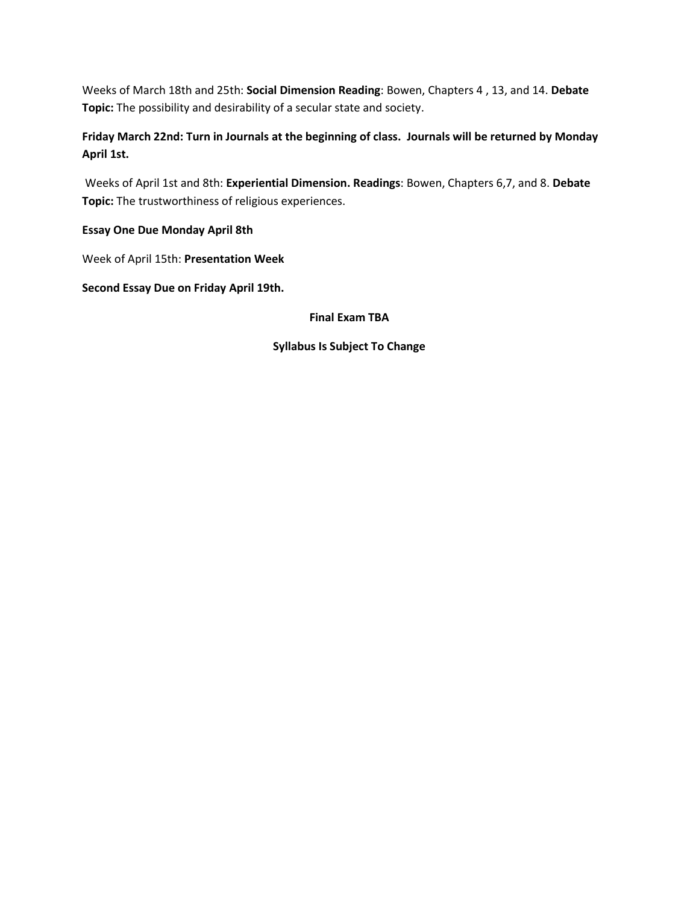Weeks of March 18th and 25th: **Social Dimension Reading**: Bowen, Chapters 4 , 13, and 14. **Debate Topic:** The possibility and desirability of a secular state and society.

**Friday March 22nd: Turn in Journals at the beginning of class. Journals will be returned by Monday April 1st.**

Weeks of April 1st and 8th: **Experiential Dimension. Readings**: Bowen, Chapters 6,7, and 8. **Debate Topic:** The trustworthiness of religious experiences.

**Essay One Due Monday April 8th**

Week of April 15th: **Presentation Week**

**Second Essay Due on Friday April 19th.**

**Final Exam TBA**

**Syllabus Is Subject To Change**